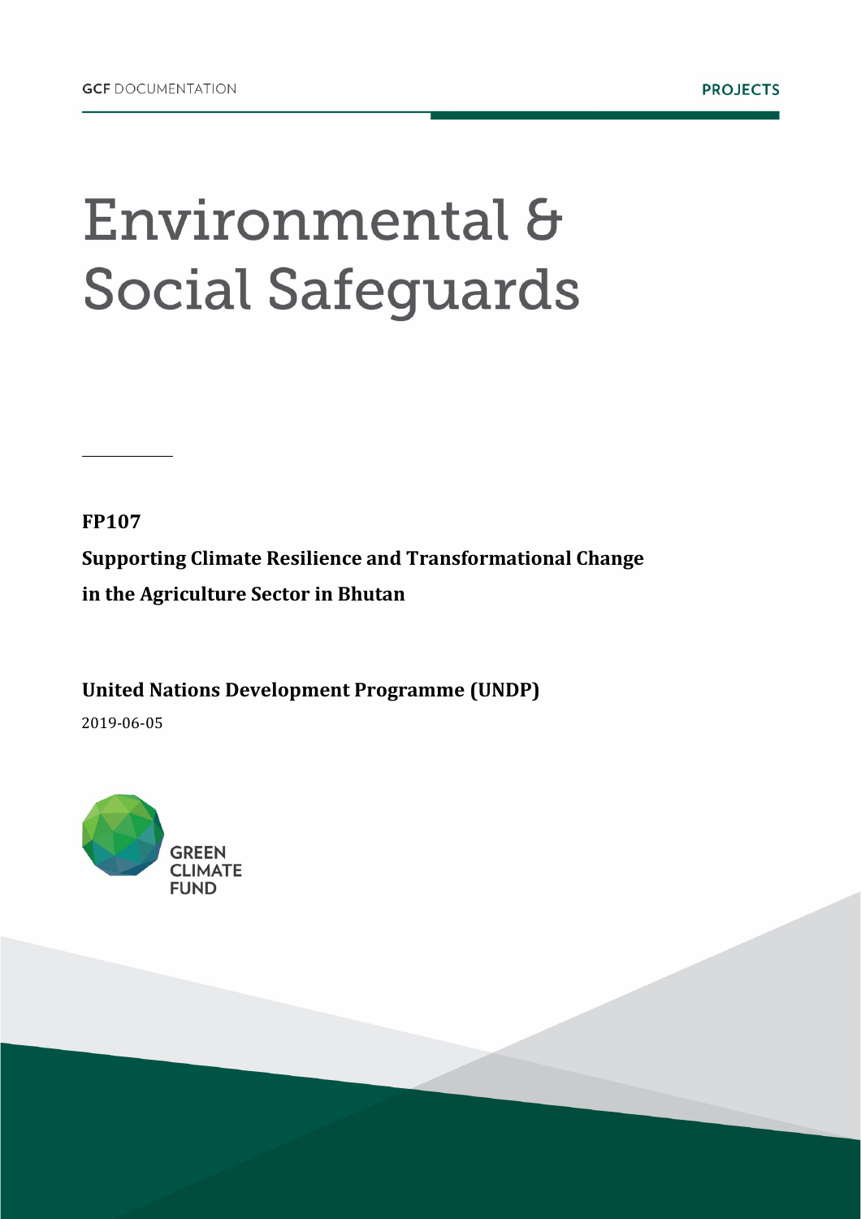GCF DOCUMENTATION

PROJECTS

# Environmental & Social Safeguards

**FP107**

**Supporting Climate Resilience and Transformational Change in the Agriculture Sector in Bhutan**

**United Nations Development Programme (UNDP)**

2019-06-05

GREEN CLIMATE FUND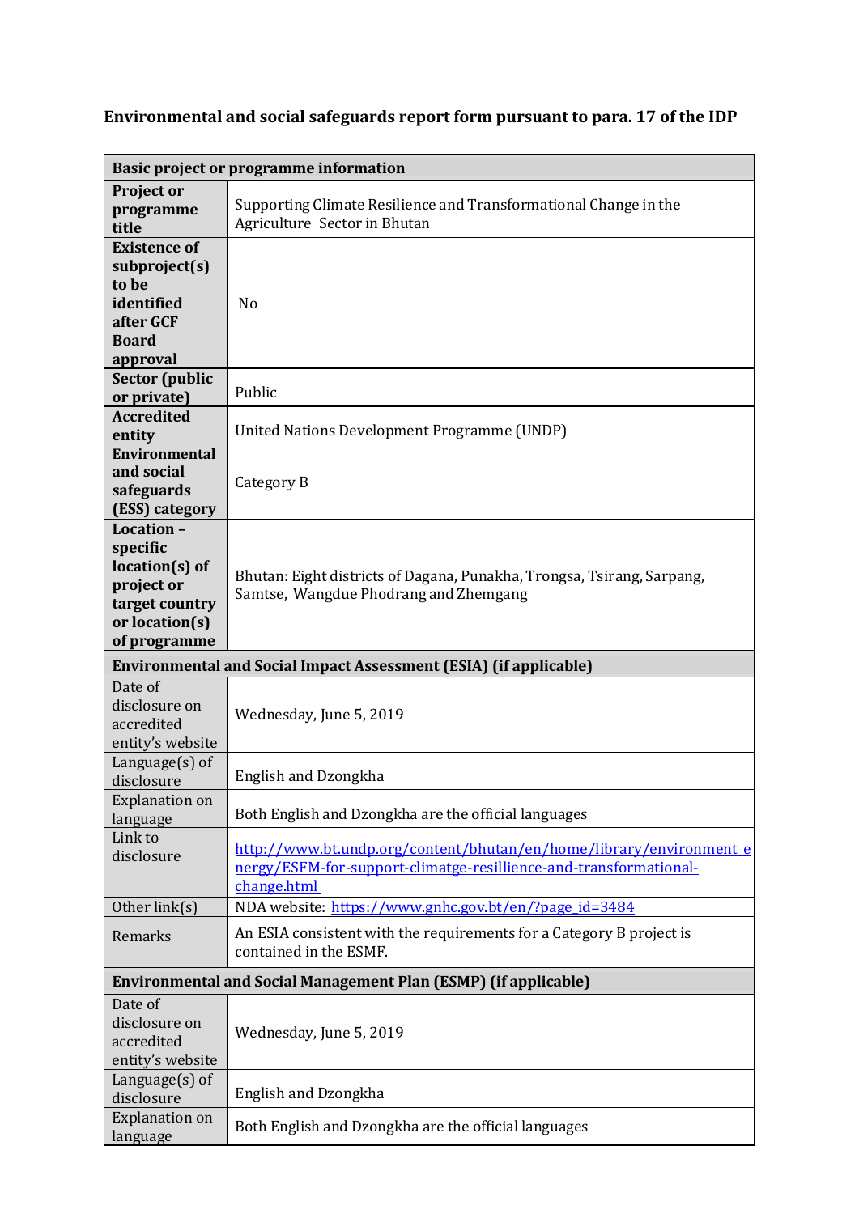**Environmental and social safeguards report form pursuant to para. 17 of the IDP**

| **Basic project or programme information** | |
|---|---|
| **Project or programme title** | Supporting Climate Resilience and Transformational Change in the Agriculture Sector in Bhutan |
| **Existence of subproject(s) to be identified after GCF Board approval** | No |
| **Sector (public or private)** | Public |
| **Accredited entity** | United Nations Development Programme (UNDP) |
| **Environmental and social safeguards (ESS) category** | Category B |
| **Location – specific location(s) of project or target country or location(s) of programme** | Bhutan: Eight districts of Dagana, Punakha, Trongsa, Tsirang, Sarpang, Samtse, Wangdue Phodrang and Zhemgang |
| **Environmental and Social Impact Assessment (ESIA) (if applicable)** | |
| Date of disclosure on accredited entity's website | Wednesday, June 5, 2019 |
| Language(s) of disclosure | English and Dzongkha |
| Explanation on language | Both English and Dzongkha are the official languages |
| Link to disclosure | http://www.bt.undp.org/content/bhutan/en/home/library/environment_energy/ESFM-for-support-climatge-resillience-and-transformational-change.html |
| Other link(s) | NDA website: https://www.gnhc.gov.bt/en/?page_id=3484 |
| Remarks | An ESIA consistent with the requirements for a Category B project is contained in the ESMF. |
| **Environmental and Social Management Plan (ESMP) (if applicable)** | |
| Date of disclosure on accredited entity's website | Wednesday, June 5, 2019 |
| Language(s) of disclosure | English and Dzongkha |
| Explanation on language | Both English and Dzongkha are the official languages |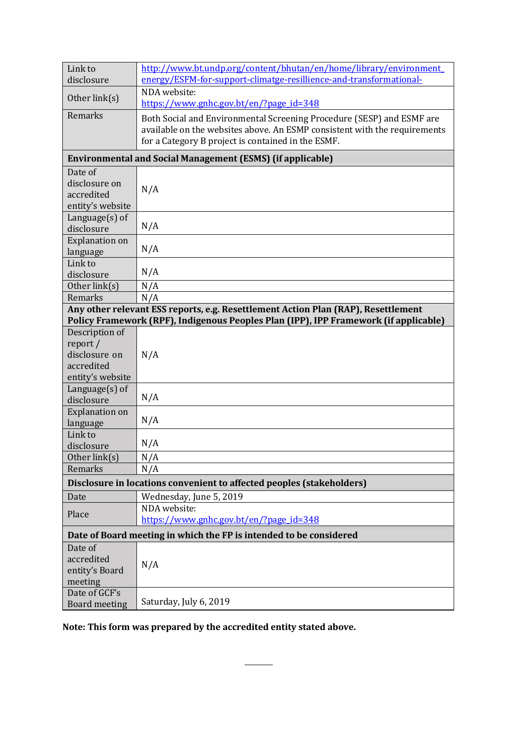| | |
|---|---|
| Link to disclosure | http://www.bt.undp.org/content/bhutan/en/home/library/environment_energy/ESFM-for-support-climatge-resillience-and-transformational- |
| Other link(s) | NDA website: https://www.gnhc.gov.bt/en/?page_id=348 |
| Remarks | Both Social and Environmental Screening Procedure (SESP) and ESMF are available on the websites above. An ESMP consistent with the requirements for a Category B project is contained in the ESMF. |
| **Environmental and Social Management (ESMS) (if applicable)** | |
| Date of disclosure on accredited entity's website | N/A |
| Language(s) of disclosure | N/A |
| Explanation on language | N/A |
| Link to disclosure | N/A |
| Other link(s) | N/A |
| Remarks | N/A |
| **Any other relevant ESS reports, e.g. Resettlement Action Plan (RAP), Resettlement Policy Framework (RPF), Indigenous Peoples Plan (IPP), IPP Framework (if applicable)** | |
| Description of report / disclosure on accredited entity's website | N/A |
| Language(s) of disclosure | N/A |
| Explanation on language | N/A |
| Link to disclosure | N/A |
| Other link(s) | N/A |
| Remarks | N/A |
| **Disclosure in locations convenient to affected peoples (stakeholders)** | |
| Date | Wednesday, June 5, 2019 |
| Place | NDA website: https://www.gnhc.gov.bt/en/?page_id=348 |
| **Date of Board meeting in which the FP is intended to be considered** | |
| Date of accredited entity's Board meeting | N/A |
| Date of GCF's Board meeting | Saturday, July 6, 2019 |

**Note: This form was prepared by the accredited entity stated above.**